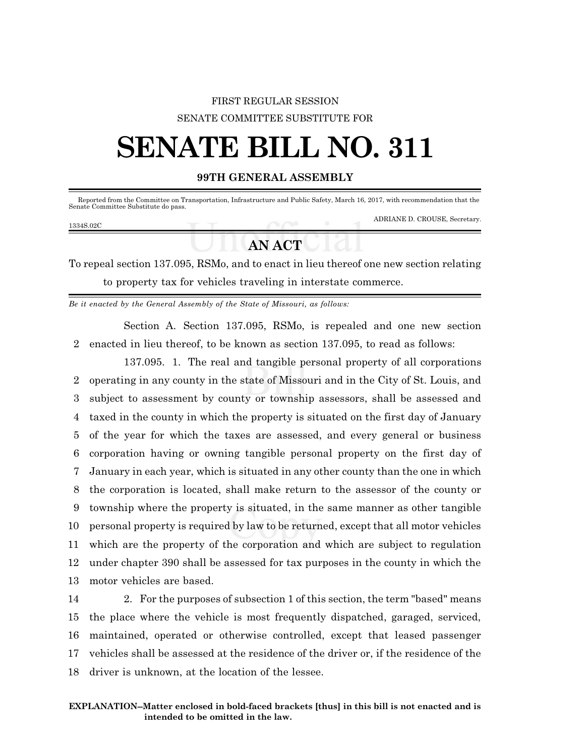FIRST REGULAR SESSION

SENATE COMMITTEE SUBSTITUTE FOR

# SENATE BILL NO. 311

**99TH GENERAL ASSEMBLY**

Reported from the Committee on Transportation, Infrastructure and Public Safety, March 16, 2017, with recommendation that the Senate Committee Substitute do pass.

ADRIANE D. CROUSE, Secretary.

1334S.02C

## AN ACT

To repeal section 137.095, RSMo, and to enact in lieu thereof one new section relating to property tax for vehicles traveling in interstate commerce.

*Be it enacted by the General Assembly of the State of Missouri, as follows:*

Section A. Section 137.095, RSMo, is repealed and one new section enacted in lieu thereof, to be known as section 137.095, to read as follows:

137.095. 1. The real and tangible personal property of all corporations operating in any county in the state of Missouri and in the City of St. Louis, and subject to assessment by county or township assessors, shall be assessed and taxed in the county in which the property is situated on the first day of January of the year for which the taxes are assessed, and every general or business corporation having or owning tangible personal property on the first day of January in each year, which is situated in any other county than the one in which the corporation is located, shall make return to the assessor of the county or township where the property is situated, in the same manner as other tangible personal property is required by law to be returned, except that all motor vehicles which are the property of the corporation and which are subject to regulation under chapter 390 shall be assessed for tax purposes in the county in which the motor vehicles are based.

2. For the purposes of subsection 1 of this section, the term "based" means the place where the vehicle is most frequently dispatched, garaged, serviced, maintained, operated or otherwise controlled, except that leased passenger vehicles shall be assessed at the residence of the driver or, if the residence of the driver is unknown, at the location of the lessee.

**EXPLANATION–Matter enclosed in bold-faced brackets [thus] in this bill is not enacted and is intended to be omitted in the law.**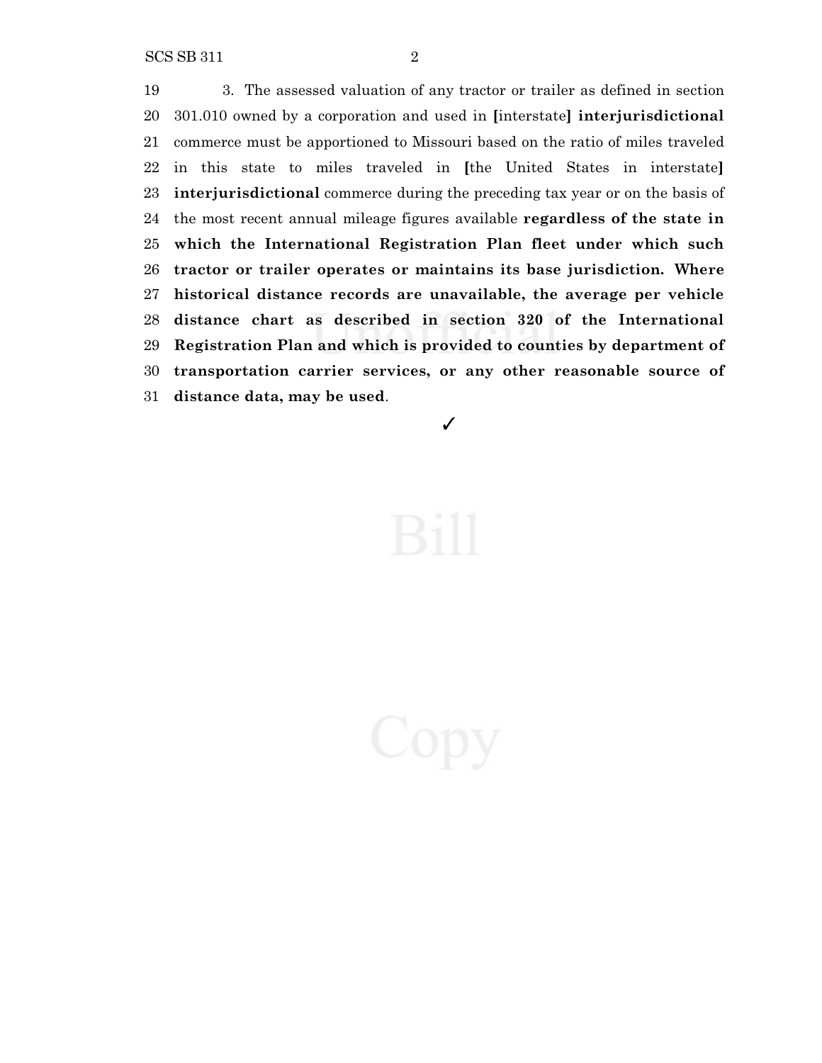3. The assessed valuation of any tractor or trailer as defined in section 301.010 owned by a corporation and used in [interstate] **interjurisdictional** commerce must be apportioned to Missouri based on the ratio of miles traveled in this state to miles traveled in [the United States in interstate] **interjurisdictional** commerce during the preceding tax year or on the basis of the most recent annual mileage figures available **regardless of the state in which the International Registration Plan fleet under which such tractor or trailer operates or maintains its base jurisdiction. Where historical distance records are unavailable, the average per vehicle distance chart as described in section 320 of the International Registration Plan and which is provided to counties by department of transportation carrier services, or any other reasonable source of distance data, may be used**.

✓